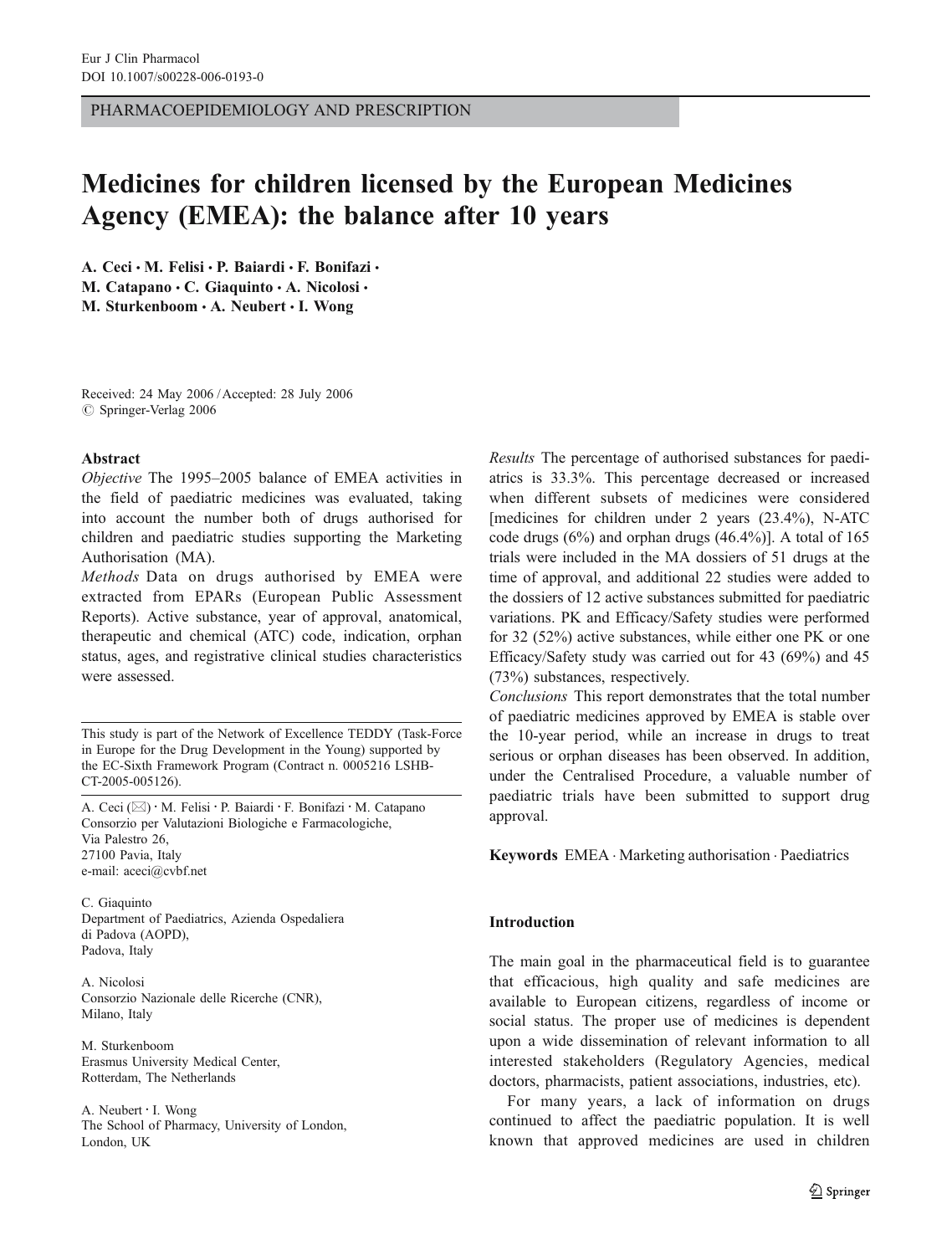PHARMACOEPIDEMIOLOGY AND PRESCRIPTION

# Medicines for children licensed by the European Medicines Agency (EMEA): the balance after 10 years

A. Ceci · M. Felisi · P. Baiardi · F. Bonifazi · M. Catapano · C. Giaquinto · A. Nicolosi · M. Sturkenboom · A. Neubert · I. Wong

Received: 24 May 2006 / Accepted: 28 July 2006
© Springer-Verlag 2006

**Abstract**

*Objective* The 1995–2005 balance of EMEA activities in the field of paediatric medicines was evaluated, taking into account the number both of drugs authorised for children and paediatric studies supporting the Marketing Authorisation (MA).

*Methods* Data on drugs authorised by EMEA were extracted from EPARs (European Public Assessment Reports). Active substance, year of approval, anatomical, therapeutic and chemical (ATC) code, indication, orphan status, ages, and registrative clinical studies characteristics were assessed.

*Results* The percentage of authorised substances for paediatrics is 33.3%. This percentage decreased or increased when different subsets of medicines were considered [medicines for children under 2 years (23.4%), N-ATC code drugs (6%) and orphan drugs (46.4%)]. A total of 165 trials were included in the MA dossiers of 51 drugs at the time of approval, and additional 22 studies were added to the dossiers of 12 active substances submitted for paediatric variations. PK and Efficacy/Safety studies were performed for 32 (52%) active substances, while either one PK or one Efficacy/Safety study was carried out for 43 (69%) and 45 (73%) substances, respectively.

*Conclusions* This report demonstrates that the total number of paediatric medicines approved by EMEA is stable over the 10-year period, while an increase in drugs to treat serious or orphan diseases has been observed. In addition, under the Centralised Procedure, a valuable number of paediatric trials have been submitted to support drug approval.

**Keywords** EMEA · Marketing authorisation · Paediatrics

This study is part of the Network of Excellence TEDDY (Task-Force in Europe for the Drug Development in the Young) supported by the EC-Sixth Framework Program (Contract n. 0005216 LSHB-CT-2005-005126).

A. Ceci (✉) · M. Felisi · P. Baiardi · F. Bonifazi · M. Catapano
Consorzio per Valutazioni Biologiche e Farmacologiche,
Via Palestro 26,
27100 Pavia, Italy
e-mail: aceci@cvbf.net

C. Giaquinto
Department of Paediatrics, Azienda Ospedaliera di Padova (AOPD),
Padova, Italy

A. Nicolosi
Consorzio Nazionale delle Ricerche (CNR),
Milano, Italy

M. Sturkenboom
Erasmus University Medical Center,
Rotterdam, The Netherlands

A. Neubert · I. Wong
The School of Pharmacy, University of London,
London, UK

## Introduction

The main goal in the pharmaceutical field is to guarantee that efficacious, high quality and safe medicines are available to European citizens, regardless of income or social status. The proper use of medicines is dependent upon a wide dissemination of relevant information to all interested stakeholders (Regulatory Agencies, medical doctors, pharmacists, patient associations, industries, etc).

For many years, a lack of information on drugs continued to affect the paediatric population. It is well known that approved medicines are used in children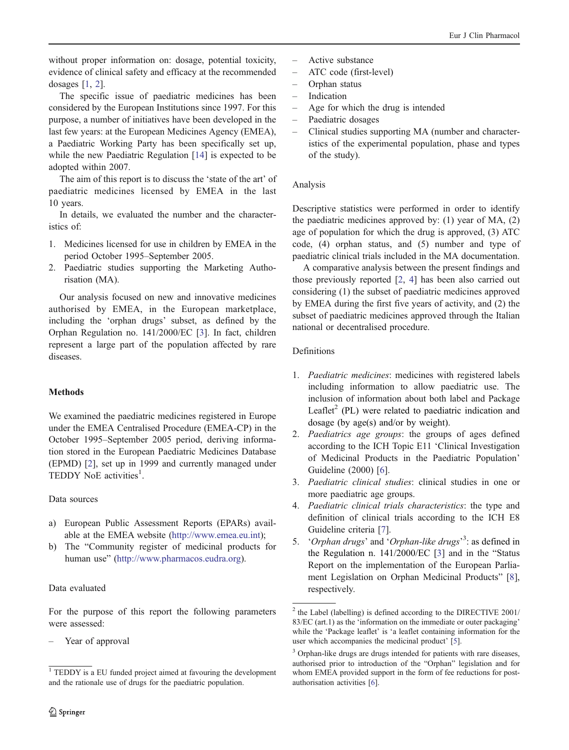without proper information on: dosage, potential toxicity, evidence of clinical safety and efficacy at the recommended dosages [1, 2].

The specific issue of paediatric medicines has been considered by the European Institutions since 1997. For this purpose, a number of initiatives have been developed in the last few years: at the European Medicines Agency (EMEA), a Paediatric Working Party has been specifically set up, while the new Paediatric Regulation [14] is expected to be adopted within 2007.

The aim of this report is to discuss the 'state of the art' of paediatric medicines licensed by EMEA in the last 10 years.

In details, we evaluated the number and the characteristics of:

1. Medicines licensed for use in children by EMEA in the period October 1995–September 2005.
2. Paediatric studies supporting the Marketing Authorisation (MA).

Our analysis focused on new and innovative medicines authorised by EMEA, in the European marketplace, including the 'orphan drugs' subset, as defined by the Orphan Regulation no. 141/2000/EC [3]. In fact, children represent a large part of the population affected by rare diseases.

## Methods

We examined the paediatric medicines registered in Europe under the EMEA Centralised Procedure (EMEA-CP) in the October 1995–September 2005 period, deriving information stored in the European Paediatric Medicines Database (EPMD) [2], set up in 1999 and currently managed under TEDDY NoE activities[1].

### Data sources

a) European Public Assessment Reports (EPARs) available at the EMEA website (http://www.emea.eu.int);
b) The "Community register of medicinal products for human use" (http://www.pharmacos.eudra.org).

### Data evaluated

For the purpose of this report the following parameters were assessed:

- Year of approval
- Active substance
- ATC code (first-level)
- Orphan status
- Indication
- Age for which the drug is intended
- Paediatric dosages
- Clinical studies supporting MA (number and characteristics of the experimental population, phase and types of the study).

### Analysis

Descriptive statistics were performed in order to identify the paediatric medicines approved by: (1) year of MA, (2) age of population for which the drug is approved, (3) ATC code, (4) orphan status, and (5) number and type of paediatric clinical trials included in the MA documentation.

A comparative analysis between the present findings and those previously reported [2, 4] has been also carried out considering (1) the subset of paediatric medicines approved by EMEA during the first five years of activity, and (2) the subset of paediatric medicines approved through the Italian national or decentralised procedure.

### Definitions

1. *Paediatric medicines*: medicines with registered labels including information to allow paediatric use. The inclusion of information about both label and Package Leaflet[2] (PL) were related to paediatric indication and dosage (by age(s) and/or by weight).
2. *Paediatrics age groups*: the groups of ages defined according to the ICH Topic E11 'Clinical Investigation of Medicinal Products in the Paediatric Population' Guideline (2000) [6].
3. *Paediatric clinical studies*: clinical studies in one or more paediatric age groups.
4. *Paediatric clinical trials characteristics*: the type and definition of clinical trials according to the ICH E8 Guideline criteria [7].
5. '*Orphan drugs*' and '*Orphan-like drugs*'[3]: as defined in the Regulation n. 141/2000/EC [3] and in the "Status Report on the implementation of the European Parliament Legislation on Orphan Medicinal Products" [8], respectively.

---

[1] TEDDY is a EU funded project aimed at favouring the development and the rationale use of drugs for the paediatric population.

[2] the Label (labelling) is defined according to the DIRECTIVE 2001/83/EC (art.1) as the 'information on the immediate or outer packaging' while the 'Package leaflet' is 'a leaflet containing information for the user which accompanies the medicinal product' [5].

[3] Orphan-like drugs are drugs intended for patients with rare diseases, authorised prior to introduction of the "Orphan" legislation and for whom EMEA provided support in the form of fee reductions for post-authorisation activities [6].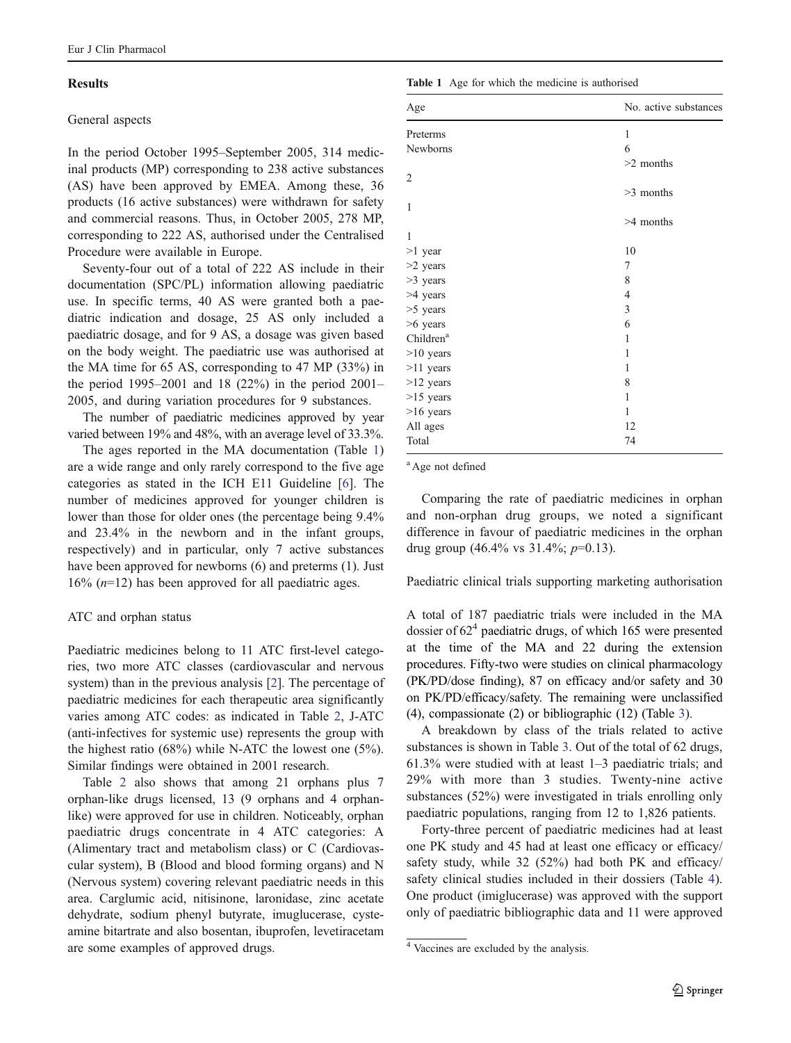## Results

### General aspects

In the period October 1995–September 2005, 314 medicinal products (MP) corresponding to 238 active substances (AS) have been approved by EMEA. Among these, 36 products (16 active substances) were withdrawn for safety and commercial reasons. Thus, in October 2005, 278 MP, corresponding to 222 AS, authorised under the Centralised Procedure were available in Europe.

Seventy-four out of a total of 222 AS include in their documentation (SPC/PL) information allowing paediatric use. In specific terms, 40 AS were granted both a paediatric indication and dosage, 25 AS only included a paediatric dosage, and for 9 AS, a dosage was given based on the body weight. The paediatric use was authorised at the MA time for 65 AS, corresponding to 47 MP (33%) in the period 1995–2001 and 18 (22%) in the period 2001–2005, and during variation procedures for 9 substances.

The number of paediatric medicines approved by year varied between 19% and 48%, with an average level of 33.3%.

The ages reported in the MA documentation (Table 1) are a wide range and only rarely correspond to the five age categories as stated in the ICH E11 Guideline [6]. The number of medicines approved for younger children is lower than those for older ones (the percentage being 9.4% and 23.4% in the newborn and in the infant groups, respectively) and in particular, only 7 active substances have been approved for newborns (6) and preterms (1). Just 16% ($n$=12) has been approved for all paediatric ages.

**Table 1** Age for which the medicine is authorised

| Age | No. active substances |
|---|---|
| Preterms | 1 |
| Newborns | 6 |
| >2 months | 2 |
| >3 months | 1 |
| >4 months | 1 |
| >1 year | 10 |
| >2 years | 7 |
| >3 years | 8 |
| >4 years | 4 |
| >5 years | 3 |
| >6 years | 6 |
| Children[a] | 1 |
| >10 years | 1 |
| >11 years | 1 |
| >12 years | 8 |
| >15 years | 1 |
| >16 years | 1 |
| All ages | 12 |
| Total | 74 |

[a] Age not defined

### ATC and orphan status

Paediatric medicines belong to 11 ATC first-level categories, two more ATC classes (cardiovascular and nervous system) than in the previous analysis [2]. The percentage of paediatric medicines for each therapeutic area significantly varies among ATC codes: as indicated in Table 2, J-ATC (anti-infectives for systemic use) represents the group with the highest ratio (68%) while N-ATC the lowest one (5%). Similar findings were obtained in 2001 research.

Table 2 also shows that among 21 orphans plus 7 orphan-like drugs licensed, 13 (9 orphans and 4 orphan-like) were approved for use in children. Noticeably, orphan paediatric drugs concentrate in 4 ATC categories: A (Alimentary tract and metabolism class) or C (Cardiovascular system), B (Blood and blood forming organs) and N (Nervous system) covering relevant paediatric needs in this area. Carglumic acid, nitisinone, laronidase, zinc acetate dehydrate, sodium phenyl butyrate, imuglucerase, cysteamine bitartrate and also bosentan, ibuprofen, levetiracetam are some examples of approved drugs.

Comparing the rate of paediatric medicines in orphan and non-orphan drug groups, we noted a significant difference in favour of paediatric medicines in the orphan drug group (46.4% vs 31.4%; $p$=0.13).

### Paediatric clinical trials supporting marketing authorisation

A total of 187 paediatric trials were included in the MA dossier of 62[4] paediatric drugs, of which 165 were presented at the time of the MA and 22 during the extension procedures. Fifty-two were studies on clinical pharmacology (PK/PD/dose finding), 87 on efficacy and/or safety and 30 on PK/PD/efficacy/safety. The remaining were unclassified (4), compassionate (2) or bibliographic (12) (Table 3).

A breakdown by class of the trials related to active substances is shown in Table 3. Out of the total of 62 drugs, 61.3% were studied with at least 1–3 paediatric trials; and 29% with more than 3 studies. Twenty-nine active substances (52%) were investigated in trials enrolling only paediatric populations, ranging from 12 to 1,826 patients.

Forty-three percent of paediatric medicines had at least one PK study and 45 had at least one efficacy or efficacy/safety study, while 32 (52%) had both PK and efficacy/safety clinical studies included in their dossiers (Table 4). One product (imiglucerase) was approved with the support only of paediatric bibliographic data and 11 were approved

[4] Vaccines are excluded by the analysis.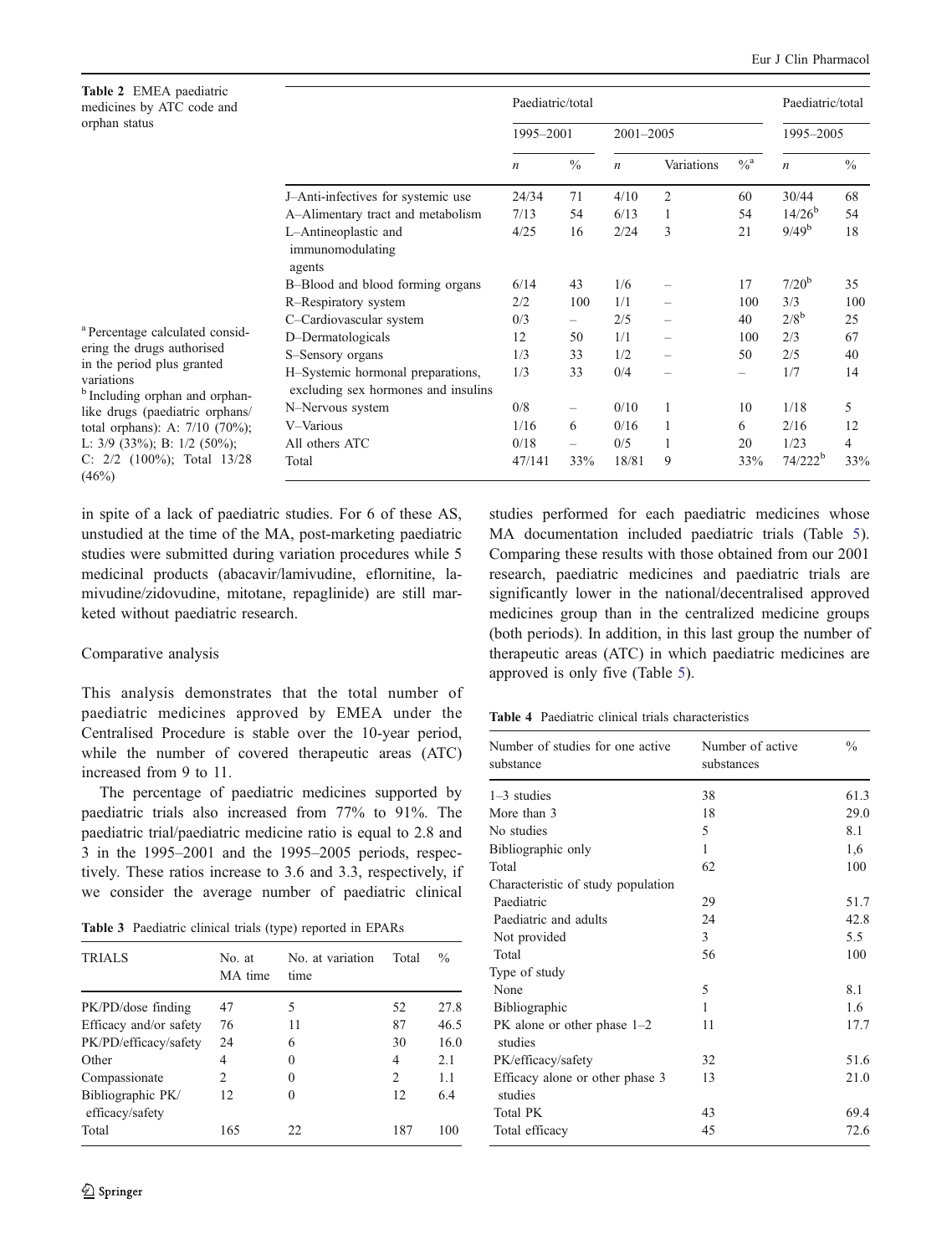**Table 2** EMEA paediatric medicines by ATC code and orphan status

| | Paediatric/total | | | | | Paediatric/total | |
|---|---|---|---|---|---|---|---|
| | 1995–2001 | | 2001–2005 | | | 1995–2005 | |
| | *n* | % | *n* | Variations | %[a] | *n* | % |
| J–Anti-infectives for systemic use | 24/34 | 71 | 4/10 | 2 | 60 | 30/44 | 68 |
| A–Alimentary tract and metabolism | 7/13 | 54 | 6/13 | 1 | 54 | 14/26[b] | 54 |
| L–Antineoplastic and immunomodulating agents | 4/25 | 16 | 2/24 | 3 | 21 | 9/49[b] | 18 |
| B–Blood and blood forming organs | 6/14 | 43 | 1/6 | – | 17 | 7/20[b] | 35 |
| R–Respiratory system | 2/2 | 100 | 1/1 | – | 100 | 3/3 | 100 |
| C–Cardiovascular system | 0/3 | – | 2/5 | – | 40 | 2/8[b] | 25 |
| D–Dermatologicals | 12 | 50 | 1/1 | – | 100 | 2/3 | 67 |
| S–Sensory organs | 1/3 | 33 | 1/2 | – | 50 | 2/5 | 40 |
| H–Systemic hormonal preparations, excluding sex hormones and insulins | 1/3 | 33 | 0/4 | – | – | 1/7 | 14 |
| N–Nervous system | 0/8 | – | 0/10 | 1 | 10 | 1/18 | 5 |
| V–Various | 1/16 | 6 | 0/16 | 1 | 6 | 2/16 | 12 |
| All others ATC | 0/18 | – | 0/5 | 1 | 20 | 1/23 | 4 |
| Total | 47/141 | 33% | 18/81 | 9 | 33% | 74/222[b] | 33% |

[a] Percentage calculated considering the drugs authorised in the period plus granted variations

[b] Including orphan and orphan-like drugs (paediatric orphans/total orphans): A: 7/10 (70%); L: 3/9 (33%); B: 1/2 (50%); C: 2/2 (100%); Total 13/28 (46%)

in spite of a lack of paediatric studies. For 6 of these AS, unstudied at the time of the MA, post-marketing paediatric studies were submitted during variation procedures while 5 medicinal products (abacavir/lamivudine, eflornitine, lamivudine/zidovudine, mitotane, repaglinide) are still marketed without paediatric research.

### Comparative analysis

This analysis demonstrates that the total number of paediatric medicines approved by EMEA under the Centralised Procedure is stable over the 10-year period, while the number of covered therapeutic areas (ATC) increased from 9 to 11.

The percentage of paediatric medicines supported by paediatric trials also increased from 77% to 91%. The paediatric trial/paediatric medicine ratio is equal to 2.8 and 3 in the 1995–2001 and the 1995–2005 periods, respectively. These ratios increase to 3.6 and 3.3, respectively, if we consider the average number of paediatric clinical studies performed for each paediatric medicines whose MA documentation included paediatric trials (Table 5). Comparing these results with those obtained from our 2001 research, paediatric medicines and paediatric trials are significantly lower in the national/decentralised approved medicines group than in the centralized medicine groups (both periods). In addition, in this last group the number of therapeutic areas (ATC) in which paediatric medicines are approved is only five (Table 5).

**Table 3** Paediatric clinical trials (type) reported in EPARs

| TRIALS | No. at MA time | No. at variation time | Total | % |
|---|---|---|---|---|
| PK/PD/dose finding | 47 | 5 | 52 | 27.8 |
| Efficacy and/or safety | 76 | 11 | 87 | 46.5 |
| PK/PD/efficacy/safety | 24 | 6 | 30 | 16.0 |
| Other | 4 | 0 | 4 | 2.1 |
| Compassionate | 2 | 0 | 2 | 1.1 |
| Bibliographic PK/efficacy/safety | 12 | 0 | 12 | 6.4 |
| Total | 165 | 22 | 187 | 100 |

**Table 4** Paediatric clinical trials characteristics

| Number of studies for one active substance | Number of active substances | % |
|---|---|---|
| 1–3 studies | 38 | 61.3 |
| More than 3 | 18 | 29.0 |
| No studies | 5 | 8.1 |
| Bibliographic only | 1 | 1,6 |
| Total | 62 | 100 |
| Characteristic of study population | | |
| Paediatric | 29 | 51.7 |
| Paediatric and adults | 24 | 42.8 |
| Not provided | 3 | 5.5 |
| Total | 56 | 100 |
| Type of study | | |
| None | 5 | 8.1 |
| Bibliographic | 1 | 1.6 |
| PK alone or other phase 1–2 studies | 11 | 17.7 |
| PK/efficacy/safety | 32 | 51.6 |
| Efficacy alone or other phase 3 studies | 13 | 21.0 |
| Total PK | 43 | 69.4 |
| Total efficacy | 45 | 72.6 |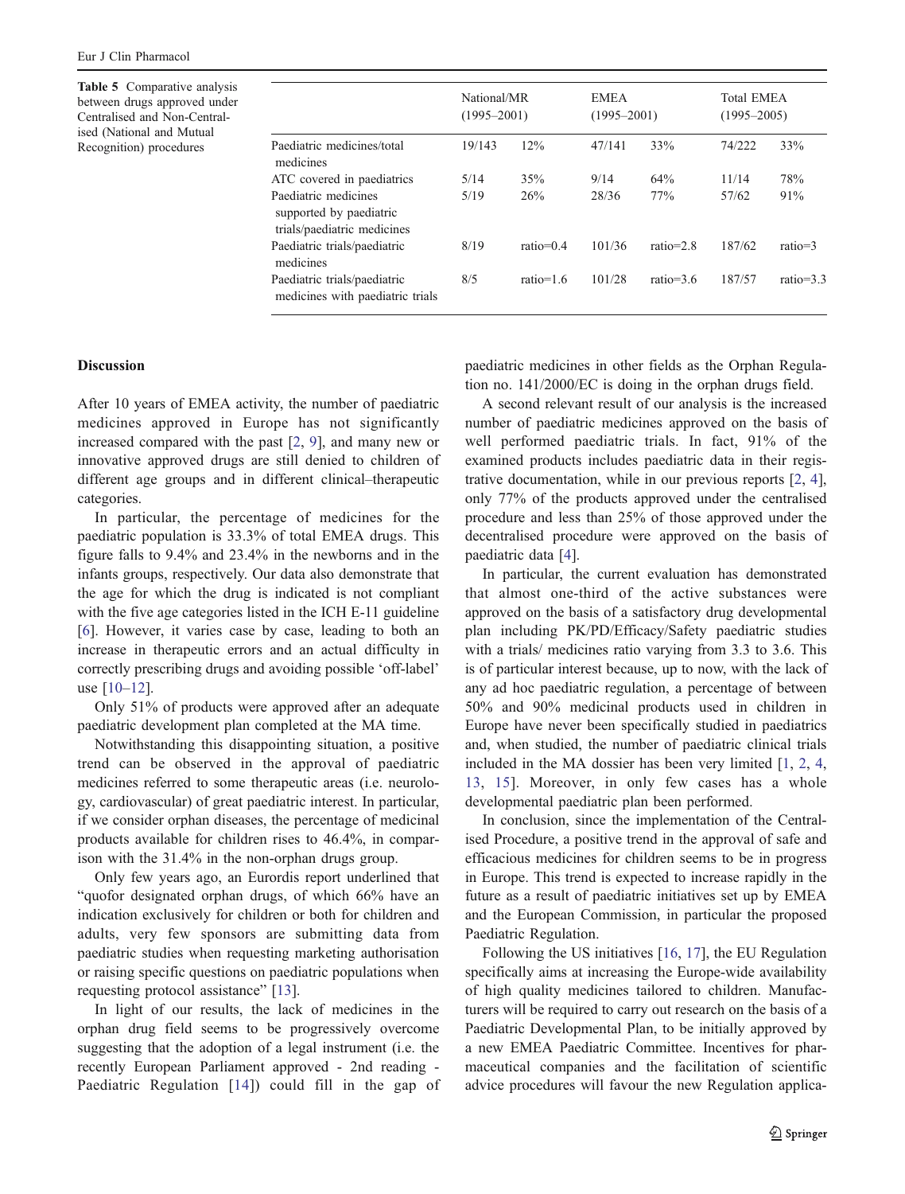**Table 5** Comparative analysis between drugs approved under Centralised and Non-Centralised (National and Mutual Recognition) procedures

| | National/MR (1995–2001) | | EMEA (1995–2001) | | Total EMEA (1995–2005) | |
|---|---|---|---|---|---|---|
| Paediatric medicines/total medicines | 19/143 | 12% | 47/141 | 33% | 74/222 | 33% |
| ATC covered in paediatrics | 5/14 | 35% | 9/14 | 64% | 11/14 | 78% |
| Paediatric medicines supported by paediatric trials/paediatric medicines | 5/19 | 26% | 28/36 | 77% | 57/62 | 91% |
| Paediatric trials/paediatric medicines | 8/19 | ratio=0.4 | 101/36 | ratio=2.8 | 187/62 | ratio=3 |
| Paediatric trials/paediatric medicines with paediatric trials | 8/5 | ratio=1.6 | 101/28 | ratio=3.6 | 187/57 | ratio=3.3 |

## Discussion

After 10 years of EMEA activity, the number of paediatric medicines approved in Europe has not significantly increased compared with the past [2, 9], and many new or innovative approved drugs are still denied to children of different age groups and in different clinical–therapeutic categories.

In particular, the percentage of medicines for the paediatric population is 33.3% of total EMEA drugs. This figure falls to 9.4% and 23.4% in the newborns and in the infants groups, respectively. Our data also demonstrate that the age for which the drug is indicated is not compliant with the five age categories listed in the ICH E-11 guideline [6]. However, it varies case by case, leading to both an increase in therapeutic errors and an actual difficulty in correctly prescribing drugs and avoiding possible 'off-label' use [10–12].

Only 51% of products were approved after an adequate paediatric development plan completed at the MA time.

Notwithstanding this disappointing situation, a positive trend can be observed in the approval of paediatric medicines referred to some therapeutic areas (i.e. neurology, cardiovascular) of great paediatric interest. In particular, if we consider orphan diseases, the percentage of medicinal products available for children rises to 46.4%, in comparison with the 31.4% in the non-orphan drugs group.

Only few years ago, an Eurordis report underlined that "quofor designated orphan drugs, of which 66% have an indication exclusively for children or both for children and adults, very few sponsors are submitting data from paediatric studies when requesting marketing authorisation or raising specific questions on paediatric populations when requesting protocol assistance" [13].

In light of our results, the lack of medicines in the orphan drug field seems to be progressively overcome suggesting that the adoption of a legal instrument (i.e. the recently European Parliament approved - 2nd reading - Paediatric Regulation [14]) could fill in the gap of paediatric medicines in other fields as the Orphan Regulation no. 141/2000/EC is doing in the orphan drugs field.

A second relevant result of our analysis is the increased number of paediatric medicines approved on the basis of well performed paediatric trials. In fact, 91% of the examined products includes paediatric data in their registrative documentation, while in our previous reports [2, 4], only 77% of the products approved under the centralised procedure and less than 25% of those approved under the decentralised procedure were approved on the basis of paediatric data [4].

In particular, the current evaluation has demonstrated that almost one-third of the active substances were approved on the basis of a satisfactory drug developmental plan including PK/PD/Efficacy/Safety paediatric studies with a trials/ medicines ratio varying from 3.3 to 3.6. This is of particular interest because, up to now, with the lack of any ad hoc paediatric regulation, a percentage of between 50% and 90% medicinal products used in children in Europe have never been specifically studied in paediatrics and, when studied, the number of paediatric clinical trials included in the MA dossier has been very limited [1, 2, 4, 13, 15]. Moreover, in only few cases has a whole developmental paediatric plan been performed.

In conclusion, since the implementation of the Centralised Procedure, a positive trend in the approval of safe and efficacious medicines for children seems to be in progress in Europe. This trend is expected to increase rapidly in the future as a result of paediatric initiatives set up by EMEA and the European Commission, in particular the proposed Paediatric Regulation.

Following the US initiatives [16, 17], the EU Regulation specifically aims at increasing the Europe-wide availability of high quality medicines tailored to children. Manufacturers will be required to carry out research on the basis of a Paediatric Developmental Plan, to be initially approved by a new EMEA Paediatric Committee. Incentives for pharmaceutical companies and the facilitation of scientific advice procedures will favour the new Regulation applica-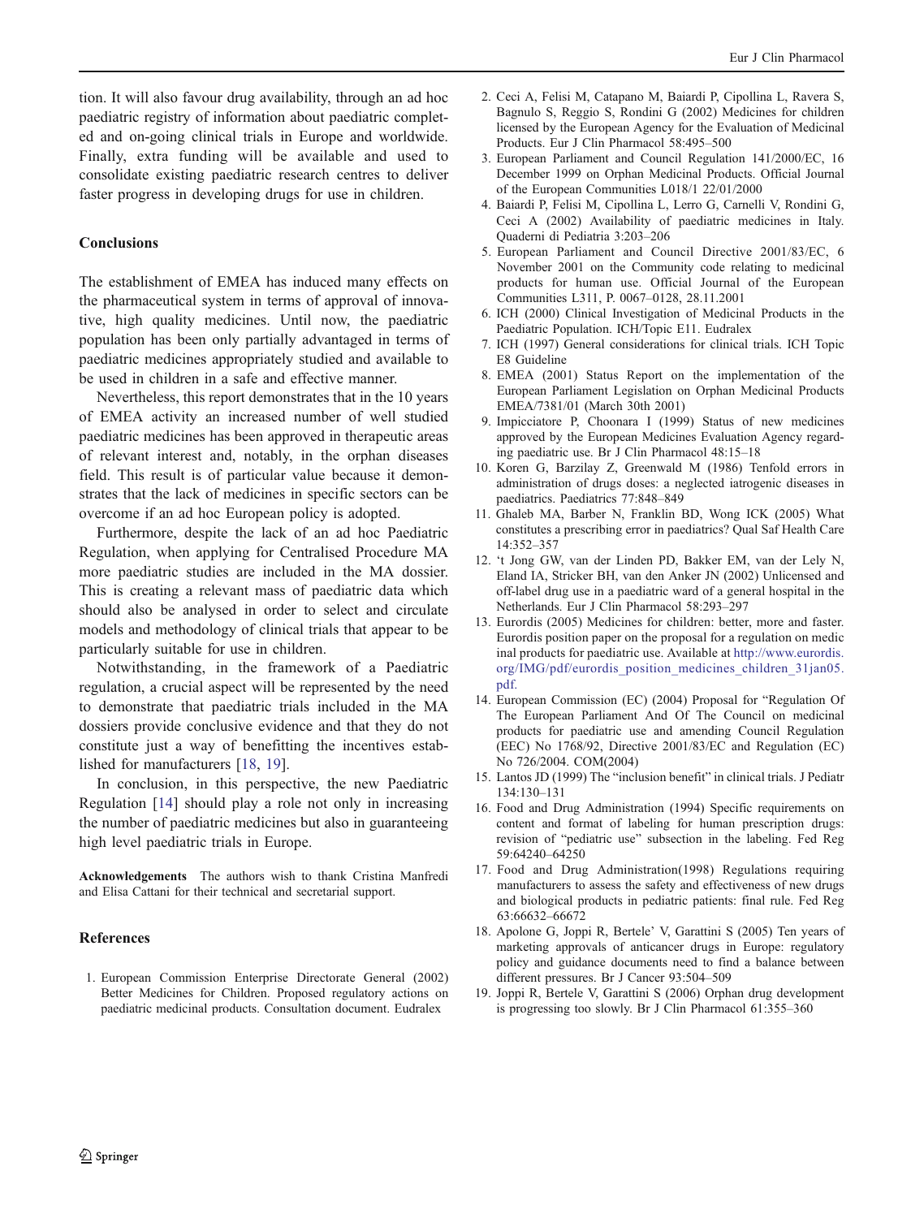tion. It will also favour drug availability, through an ad hoc paediatric registry of information about paediatric completed and on-going clinical trials in Europe and worldwide. Finally, extra funding will be available and used to consolidate existing paediatric research centres to deliver faster progress in developing drugs for use in children.

## Conclusions

The establishment of EMEA has induced many effects on the pharmaceutical system in terms of approval of innovative, high quality medicines. Until now, the paediatric population has been only partially advantaged in terms of paediatric medicines appropriately studied and available to be used in children in a safe and effective manner.

Nevertheless, this report demonstrates that in the 10 years of EMEA activity an increased number of well studied paediatric medicines has been approved in therapeutic areas of relevant interest and, notably, in the orphan diseases field. This result is of particular value because it demonstrates that the lack of medicines in specific sectors can be overcome if an ad hoc European policy is adopted.

Furthermore, despite the lack of an ad hoc Paediatric Regulation, when applying for Centralised Procedure MA more paediatric studies are included in the MA dossier. This is creating a relevant mass of paediatric data which should also be analysed in order to select and circulate models and methodology of clinical trials that appear to be particularly suitable for use in children.

Notwithstanding, in the framework of a Paediatric regulation, a crucial aspect will be represented by the need to demonstrate that paediatric trials included in the MA dossiers provide conclusive evidence and that they do not constitute just a way of benefitting the incentives established for manufacturers [18, 19].

In conclusion, in this perspective, the new Paediatric Regulation [14] should play a role not only in increasing the number of paediatric medicines but also in guaranteeing high level paediatric trials in Europe.

**Acknowledgements** The authors wish to thank Cristina Manfredi and Elisa Cattani for their technical and secretarial support.

## References

1. European Commission Enterprise Directorate General (2002) Better Medicines for Children. Proposed regulatory actions on paediatric medicinal products. Consultation document. Eudralex
2. Ceci A, Felisi M, Catapano M, Baiardi P, Cipollina L, Ravera S, Bagnulo S, Reggio S, Rondini G (2002) Medicines for children licensed by the European Agency for the Evaluation of Medicinal Products. Eur J Clin Pharmacol 58:495–500
3. European Parliament and Council Regulation 141/2000/EC, 16 December 1999 on Orphan Medicinal Products. Official Journal of the European Communities L018/1 22/01/2000
4. Baiardi P, Felisi M, Cipollina L, Lerro G, Carnelli V, Rondini G, Ceci A (2002) Availability of paediatric medicines in Italy. Quaderni di Pediatria 3:203–206
5. European Parliament and Council Directive 2001/83/EC, 6 November 2001 on the Community code relating to medicinal products for human use. Official Journal of the European Communities L311, P. 0067–0128, 28.11.2001
6. ICH (2000) Clinical Investigation of Medicinal Products in the Paediatric Population. ICH/Topic E11. Eudralex
7. ICH (1997) General considerations for clinical trials. ICH Topic E8 Guideline
8. EMEA (2001) Status Report on the implementation of the European Parliament Legislation on Orphan Medicinal Products EMEA/7381/01 (March 30th 2001)
9. Impicciatore P, Choonara I (1999) Status of new medicines approved by the European Medicines Evaluation Agency regarding paediatric use. Br J Clin Pharmacol 48:15–18
10. Koren G, Barzilay Z, Greenwald M (1986) Tenfold errors in administration of drugs doses: a neglected iatrogenic diseases in paediatrics. Paediatrics 77:848–849
11. Ghaleb MA, Barber N, Franklin BD, Wong ICK (2005) What constitutes a prescribing error in paediatrics? Qual Saf Health Care 14:352–357
12. 't Jong GW, van der Linden PD, Bakker EM, van der Lely N, Eland IA, Stricker BH, van den Anker JN (2002) Unlicensed and off-label drug use in a paediatric ward of a general hospital in the Netherlands. Eur J Clin Pharmacol 58:293–297
13. Eurordis (2005) Medicines for children: better, more and faster. Eurordis position paper on the proposal for a regulation on medic inal products for paediatric use. Available at http://www.eurordis.org/IMG/pdf/eurordis_position_medicines_children_31jan05.pdf.
14. European Commission (EC) (2004) Proposal for "Regulation Of The European Parliament And Of The Council on medicinal products for paediatric use and amending Council Regulation (EEC) No 1768/92, Directive 2001/83/EC and Regulation (EC) No 726/2004. COM(2004)
15. Lantos JD (1999) The "inclusion benefit" in clinical trials. J Pediatr 134:130–131
16. Food and Drug Administration (1994) Specific requirements on content and format of labeling for human prescription drugs: revision of "pediatric use" subsection in the labeling. Fed Reg 59:64240–64250
17. Food and Drug Administration(1998) Regulations requiring manufacturers to assess the safety and effectiveness of new drugs and biological products in pediatric patients: final rule. Fed Reg 63:66632–66672
18. Apolone G, Joppi R, Bertele' V, Garattini S (2005) Ten years of marketing approvals of anticancer drugs in Europe: regulatory policy and guidance documents need to find a balance between different pressures. Br J Cancer 93:504–509
19. Joppi R, Bertele V, Garattini S (2006) Orphan drug development is progressing too slowly. Br J Clin Pharmacol 61:355–360